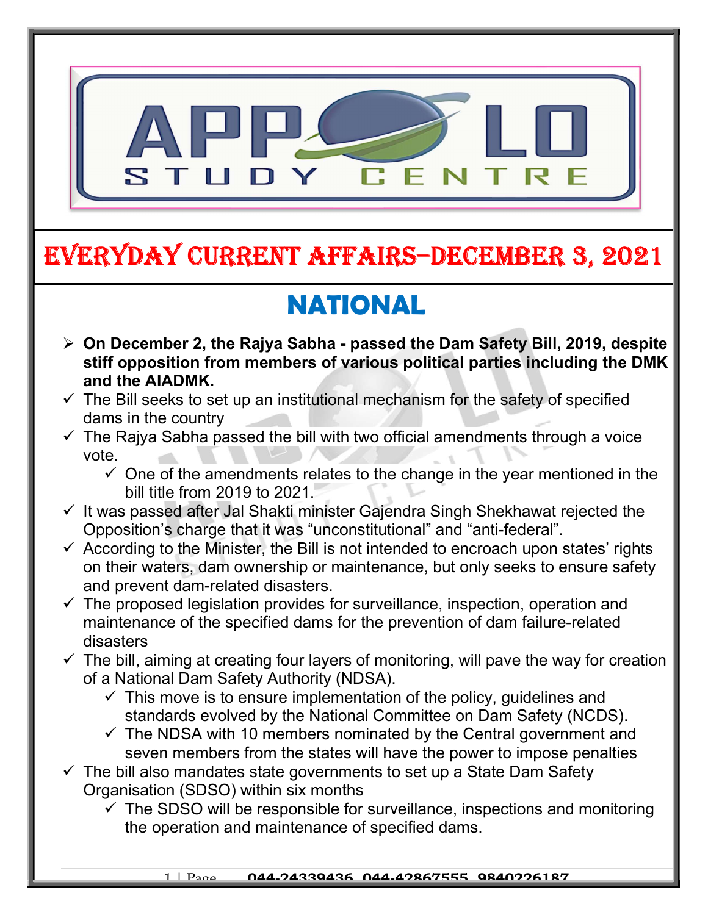# EVERYDAY CURRENT AFFAIRS–DECEMBER 3, 2021

## NATIONAL

- **On December 2, the Rajya Sabha - passed the Dam Safety Bill, 2019, despite stiff opposition from members of various political parties including the DMK and the AIADMK.**
- ✓ The Bill seeks to set up an institutional mechanism for the safety of specified dams in the country
- ✓ The Rajya Sabha passed the bill with two official amendments through a voice vote.
  - ✓ One of the amendments relates to the change in the year mentioned in the bill title from 2019 to 2021.
- ✓ It was passed after Jal Shakti minister Gajendra Singh Shekhawat rejected the Opposition's charge that it was "unconstitutional" and "anti-federal".
- ✓ According to the Minister, the Bill is not intended to encroach upon states' rights on their waters, dam ownership or maintenance, but only seeks to ensure safety and prevent dam-related disasters.
- ✓ The proposed legislation provides for surveillance, inspection, operation and maintenance of the specified dams for the prevention of dam failure-related disasters
- ✓ The bill, aiming at creating four layers of monitoring, will pave the way for creation of a National Dam Safety Authority (NDSA).
  - ✓ This move is to ensure implementation of the policy, guidelines and standards evolved by the National Committee on Dam Safety (NCDS).
  - ✓ The NDSA with 10 members nominated by the Central government and seven members from the states will have the power to impose penalties
- ✓ The bill also mandates state governments to set up a State Dam Safety Organisation (SDSO) within six months
  - ✓ The SDSO will be responsible for surveillance, inspections and monitoring the operation and maintenance of specified dams.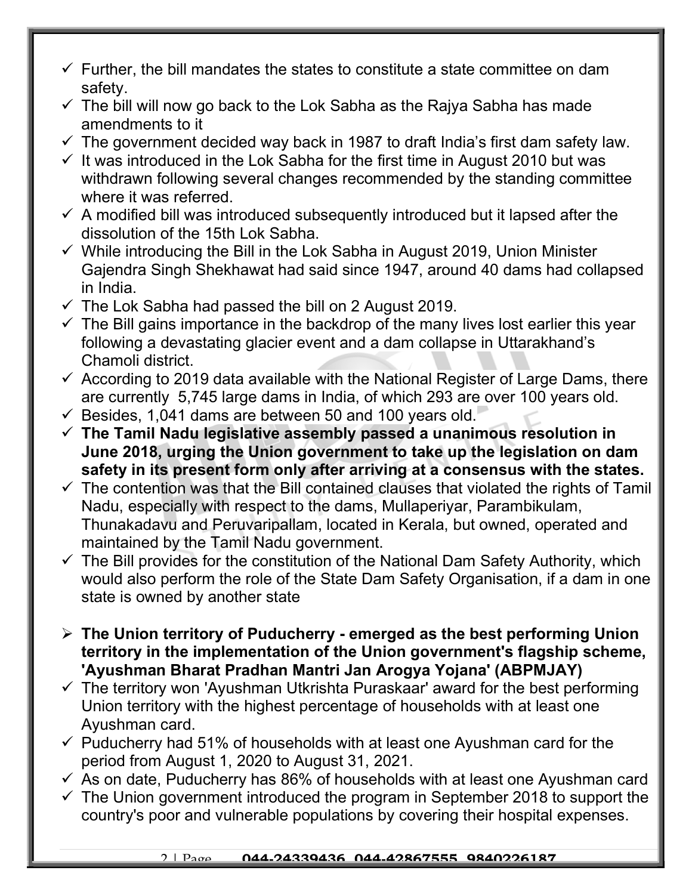- Further, the bill mandates the states to constitute a state committee on dam safety.
- The bill will now go back to the Lok Sabha as the Rajya Sabha has made amendments to it
- The government decided way back in 1987 to draft India's first dam safety law.
- It was introduced in the Lok Sabha for the first time in August 2010 but was withdrawn following several changes recommended by the standing committee where it was referred.
- A modified bill was introduced subsequently introduced but it lapsed after the dissolution of the 15th Lok Sabha.
- While introducing the Bill in the Lok Sabha in August 2019, Union Minister Gajendra Singh Shekhawat had said since 1947, around 40 dams had collapsed in India.
- The Lok Sabha had passed the bill on 2 August 2019.
- The Bill gains importance in the backdrop of the many lives lost earlier this year following a devastating glacier event and a dam collapse in Uttarakhand's Chamoli district.
- According to 2019 data available with the National Register of Large Dams, there are currently 5,745 large dams in India, of which 293 are over 100 years old.
- Besides, 1,041 dams are between 50 and 100 years old.
- **The Tamil Nadu legislative assembly passed a unanimous resolution in June 2018, urging the Union government to take up the legislation on dam safety in its present form only after arriving at a consensus with the states.**
- The contention was that the Bill contained clauses that violated the rights of Tamil Nadu, especially with respect to the dams, Mullaperiyar, Parambikulam, Thunakadavu and Peruvaripallam, located in Kerala, but owned, operated and maintained by the Tamil Nadu government.
- The Bill provides for the constitution of the National Dam Safety Authority, which would also perform the role of the State Dam Safety Organisation, if a dam in one state is owned by another state

- **The Union territory of Puducherry - emerged as the best performing Union territory in the implementation of the Union government's flagship scheme, 'Ayushman Bharat Pradhan Mantri Jan Arogya Yojana' (ABPMJAY)**
- The territory won 'Ayushman Utkrishta Puraskaar' award for the best performing Union territory with the highest percentage of households with at least one Ayushman card.
- Puducherry had 51% of households with at least one Ayushman card for the period from August 1, 2020 to August 31, 2021.
- As on date, Puducherry has 86% of households with at least one Ayushman card
- The Union government introduced the program in September 2018 to support the country's poor and vulnerable populations by covering their hospital expenses.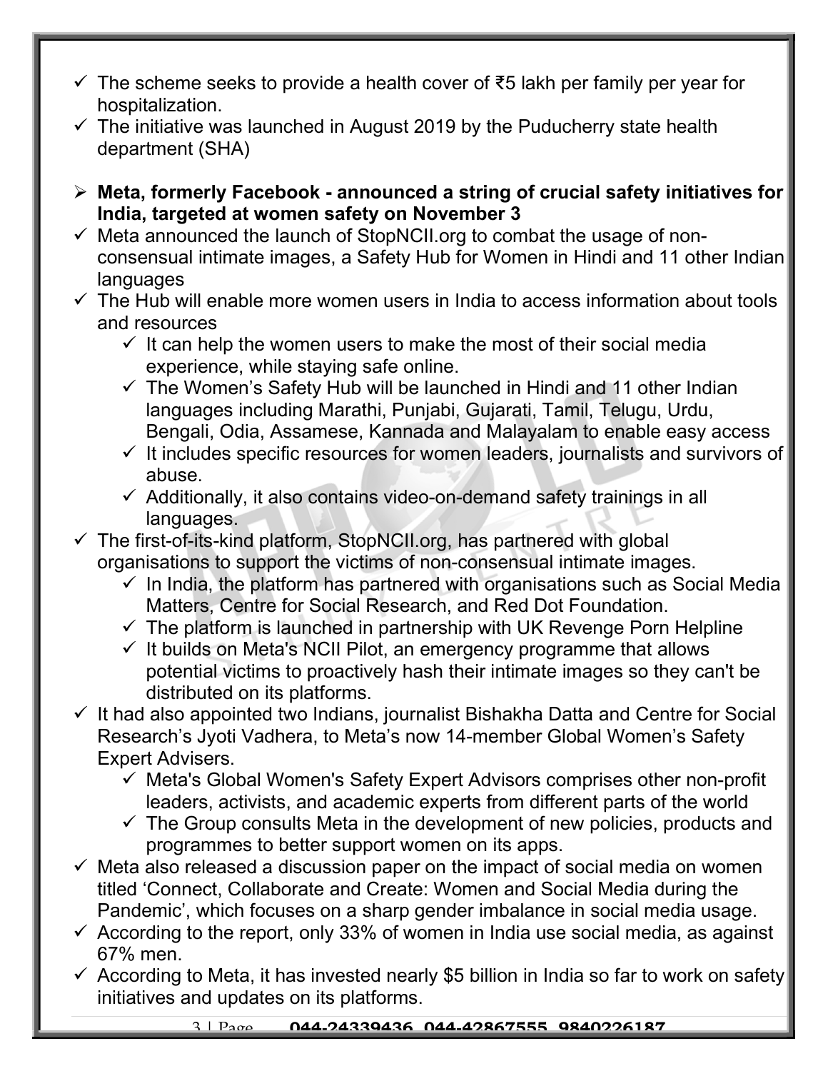- ✓ The scheme seeks to provide a health cover of ₹5 lakh per family per year for hospitalization.
- ✓ The initiative was launched in August 2019 by the Puducherry state health department (SHA)

➢ **Meta, formerly Facebook - announced a string of crucial safety initiatives for India, targeted at women safety on November 3**

- ✓ Meta announced the launch of StopNCII.org to combat the usage of non-consensual intimate images, a Safety Hub for Women in Hindi and 11 other Indian languages
- ✓ The Hub will enable more women users in India to access information about tools and resources
  - ✓ It can help the women users to make the most of their social media experience, while staying safe online.
  - ✓ The Women's Safety Hub will be launched in Hindi and 11 other Indian languages including Marathi, Punjabi, Gujarati, Tamil, Telugu, Urdu, Bengali, Odia, Assamese, Kannada and Malayalam to enable easy access
  - ✓ It includes specific resources for women leaders, journalists and survivors of abuse.
  - ✓ Additionally, it also contains video-on-demand safety trainings in all languages.
- ✓ The first-of-its-kind platform, StopNCII.org, has partnered with global organisations to support the victims of non-consensual intimate images.
  - ✓ In India, the platform has partnered with organisations such as Social Media Matters, Centre for Social Research, and Red Dot Foundation.
  - ✓ The platform is launched in partnership with UK Revenge Porn Helpline
  - ✓ It builds on Meta's NCII Pilot, an emergency programme that allows potential victims to proactively hash their intimate images so they can't be distributed on its platforms.
- ✓ It had also appointed two Indians, journalist Bishakha Datta and Centre for Social Research's Jyoti Vadhera, to Meta's now 14-member Global Women's Safety Expert Advisers.
  - ✓ Meta's Global Women's Safety Expert Advisors comprises other non-profit leaders, activists, and academic experts from different parts of the world
  - ✓ The Group consults Meta in the development of new policies, products and programmes to better support women on its apps.
- ✓ Meta also released a discussion paper on the impact of social media on women titled 'Connect, Collaborate and Create: Women and Social Media during the Pandemic', which focuses on a sharp gender imbalance in social media usage.
- ✓ According to the report, only 33% of women in India use social media, as against 67% men.
- ✓ According to Meta, it has invested nearly $5 billion in India so far to work on safety initiatives and updates on its platforms.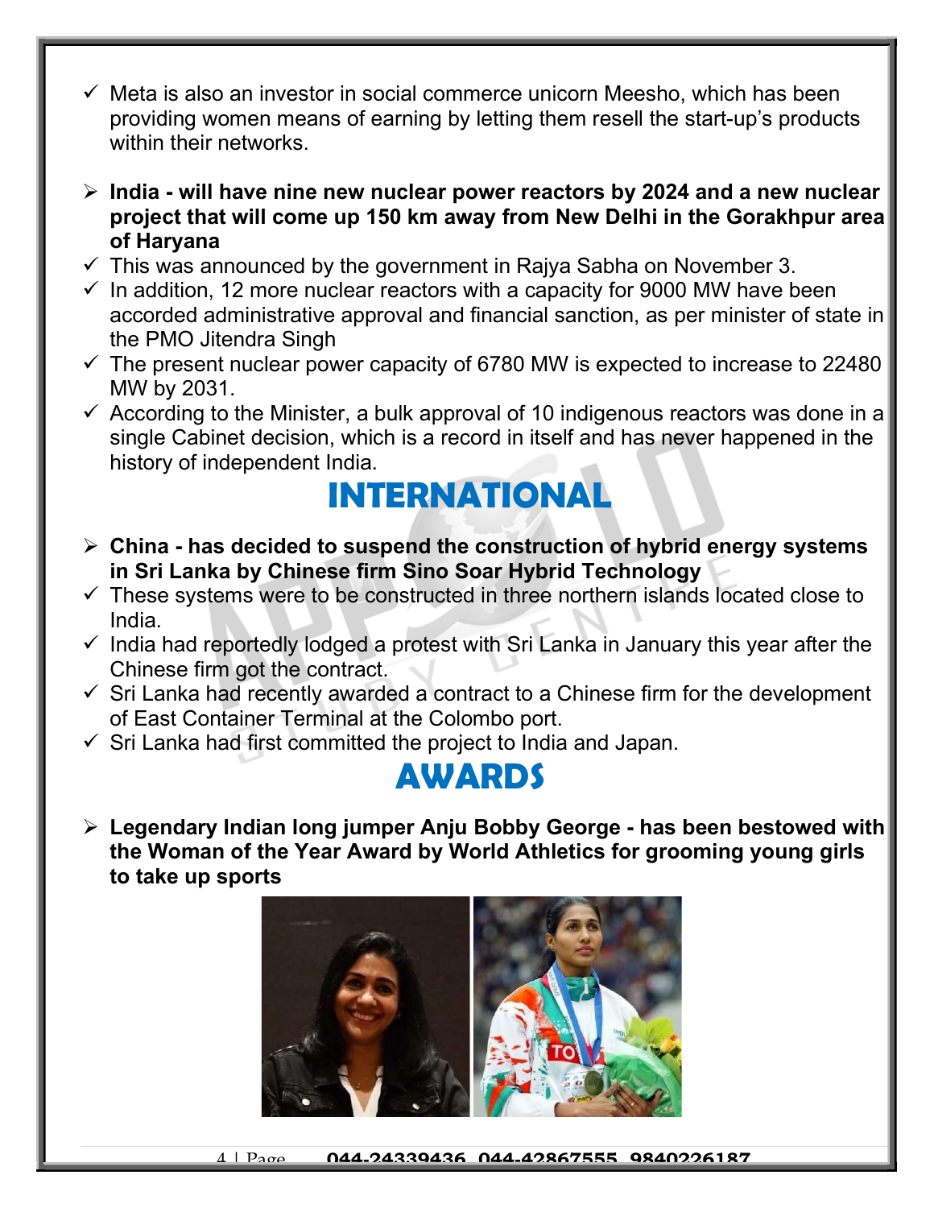- ✓ Meta is also an investor in social commerce unicorn Meesho, which has been providing women means of earning by letting them resell the start-up's products within their networks.

- **India - will have nine new nuclear power reactors by 2024 and a new nuclear project that will come up 150 km away from New Delhi in the Gorakhpur area of Haryana**
- ✓ This was announced by the government in Rajya Sabha on November 3.
- ✓ In addition, 12 more nuclear reactors with a capacity for 9000 MW have been accorded administrative approval and financial sanction, as per minister of state in the PMO Jitendra Singh
- ✓ The present nuclear power capacity of 6780 MW is expected to increase to 22480 MW by 2031.
- ✓ According to the Minister, a bulk approval of 10 indigenous reactors was done in a single Cabinet decision, which is a record in itself and has never happened in the history of independent India.

# INTERNATIONAL

- **China - has decided to suspend the construction of hybrid energy systems in Sri Lanka by Chinese firm Sino Soar Hybrid Technology**
- ✓ These systems were to be constructed in three northern islands located close to India.
- ✓ India had reportedly lodged a protest with Sri Lanka in January this year after the Chinese firm got the contract.
- ✓ Sri Lanka had recently awarded a contract to a Chinese firm for the development of East Container Terminal at the Colombo port.
- ✓ Sri Lanka had first committed the project to India and Japan.

# AWARDS

- **Legendary Indian long jumper Anju Bobby George - has been bestowed with the Woman of the Year Award by World Athletics for grooming young girls to take up sports**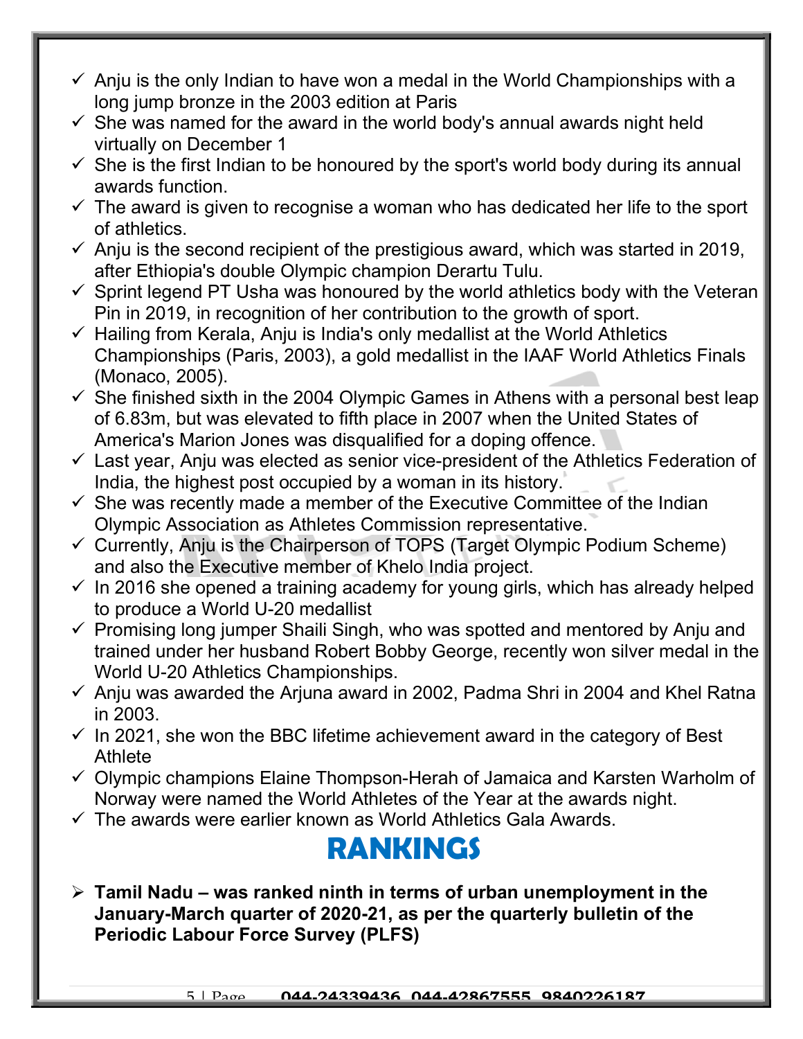- ✓ Anju is the only Indian to have won a medal in the World Championships with a long jump bronze in the 2003 edition at Paris
- ✓ She was named for the award in the world body's annual awards night held virtually on December 1
- ✓ She is the first Indian to be honoured by the sport's world body during its annual awards function.
- ✓ The award is given to recognise a woman who has dedicated her life to the sport of athletics.
- ✓ Anju is the second recipient of the prestigious award, which was started in 2019, after Ethiopia's double Olympic champion Derartu Tulu.
- ✓ Sprint legend PT Usha was honoured by the world athletics body with the Veteran Pin in 2019, in recognition of her contribution to the growth of sport.
- ✓ Hailing from Kerala, Anju is India's only medallist at the World Athletics Championships (Paris, 2003), a gold medallist in the IAAF World Athletics Finals (Monaco, 2005).
- ✓ She finished sixth in the 2004 Olympic Games in Athens with a personal best leap of 6.83m, but was elevated to fifth place in 2007 when the United States of America's Marion Jones was disqualified for a doping offence.
- ✓ Last year, Anju was elected as senior vice-president of the Athletics Federation of India, the highest post occupied by a woman in its history.
- ✓ She was recently made a member of the Executive Committee of the Indian Olympic Association as Athletes Commission representative.
- ✓ Currently, Anju is the Chairperson of TOPS (Target Olympic Podium Scheme) and also the Executive member of Khelo India project.
- ✓ In 2016 she opened a training academy for young girls, which has already helped to produce a World U-20 medallist
- ✓ Promising long jumper Shaili Singh, who was spotted and mentored by Anju and trained under her husband Robert Bobby George, recently won silver medal in the World U-20 Athletics Championships.
- ✓ Anju was awarded the Arjuna award in 2002, Padma Shri in 2004 and Khel Ratna in 2003.
- ✓ In 2021, she won the BBC lifetime achievement award in the category of Best Athlete
- ✓ Olympic champions Elaine Thompson-Herah of Jamaica and Karsten Warholm of Norway were named the World Athletes of the Year at the awards night.
- ✓ The awards were earlier known as World Athletics Gala Awards.

# RANKINGS

- ➢ **Tamil Nadu – was ranked ninth in terms of urban unemployment in the January-March quarter of 2020-21, as per the quarterly bulletin of the Periodic Labour Force Survey (PLFS)**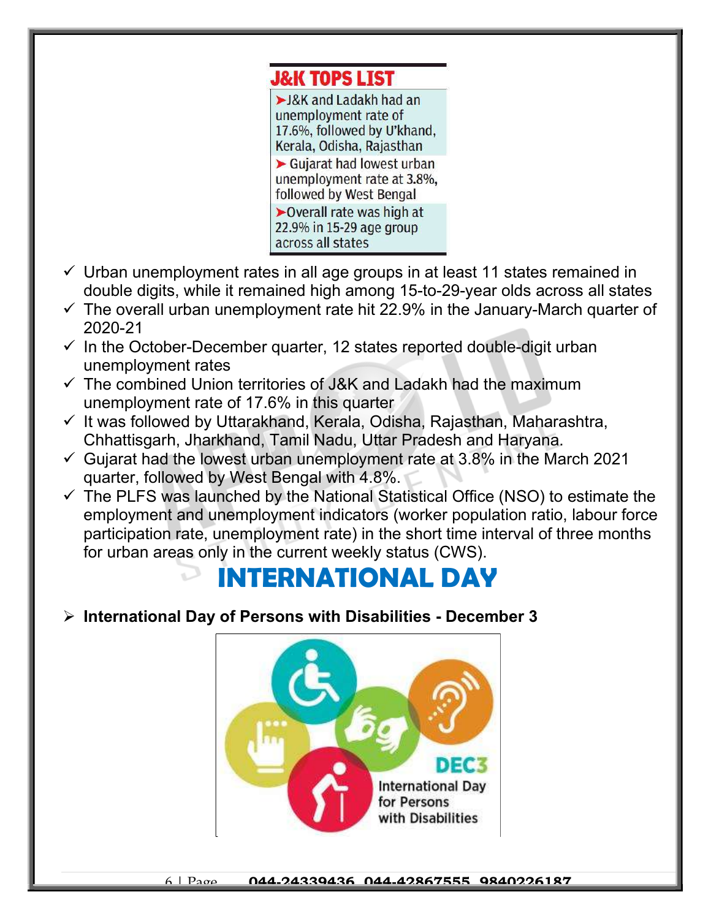### J&K TOPS LIST

- J&K and Ladakh had an unemployment rate of 17.6%, followed by U'khand, Kerala, Odisha, Rajasthan
- Gujarat had lowest urban unemployment rate at 3.8%, followed by West Bengal
- Overall rate was high at 22.9% in 15-29 age group across all states

- ✓ Urban unemployment rates in all age groups in at least 11 states remained in double digits, while it remained high among 15-to-29-year olds across all states
- ✓ The overall urban unemployment rate hit 22.9% in the January-March quarter of 2020-21
- ✓ In the October-December quarter, 12 states reported double-digit urban unemployment rates
- ✓ The combined Union territories of J&K and Ladakh had the maximum unemployment rate of 17.6% in this quarter
- ✓ It was followed by Uttarakhand, Kerala, Odisha, Rajasthan, Maharashtra, Chhattisgarh, Jharkhand, Tamil Nadu, Uttar Pradesh and Haryana.
- ✓ Gujarat had the lowest urban unemployment rate at 3.8% in the March 2021 quarter, followed by West Bengal with 4.8%.
- ✓ The PLFS was launched by the National Statistical Office (NSO) to estimate the employment and unemployment indicators (worker population ratio, labour force participation rate, unemployment rate) in the short time interval of three months for urban areas only in the current weekly status (CWS).

# INTERNATIONAL DAY

- **International Day of Persons with Disabilities - December 3**

DEC3 International Day for Persons with Disabilities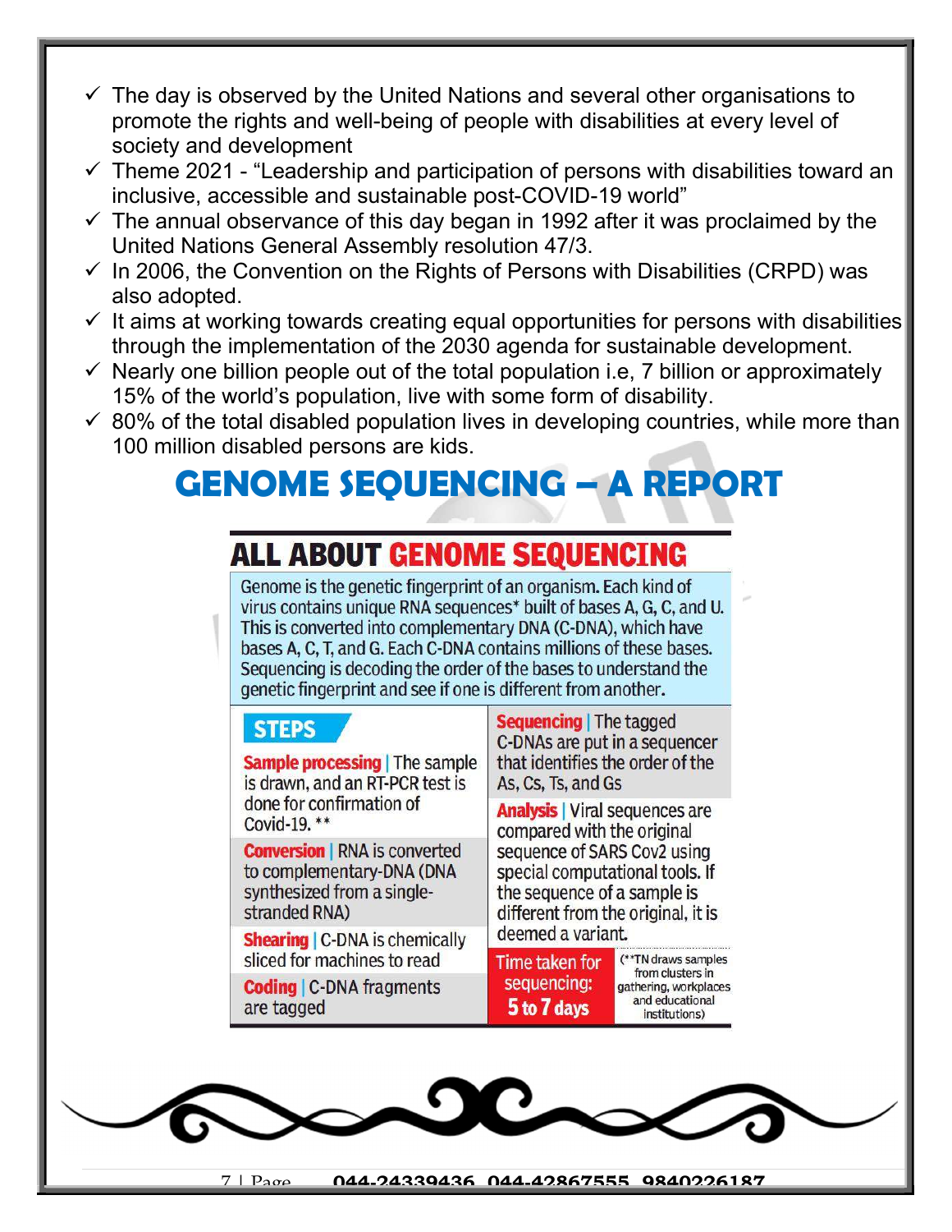- ✓ The day is observed by the United Nations and several other organisations to promote the rights and well-being of people with disabilities at every level of society and development
- ✓ Theme 2021 - "Leadership and participation of persons with disabilities toward an inclusive, accessible and sustainable post-COVID-19 world"
- ✓ The annual observance of this day began in 1992 after it was proclaimed by the United Nations General Assembly resolution 47/3.
- ✓ In 2006, the Convention on the Rights of Persons with Disabilities (CRPD) was also adopted.
- ✓ It aims at working towards creating equal opportunities for persons with disabilities through the implementation of the 2030 agenda for sustainable development.
- ✓ Nearly one billion people out of the total population i.e, 7 billion or approximately 15% of the world's population, live with some form of disability.
- ✓ 80% of the total disabled population lives in developing countries, while more than 100 million disabled persons are kids.

# GENOME SEQUENCING – A REPORT

## ALL ABOUT GENOME SEQUENCING

Genome is the genetic fingerprint of an organism. Each kind of virus contains unique RNA sequences* built of bases A, G, C, and U. This is converted into complementary DNA (C-DNA), which have bases A, C, T, and G. Each C-DNA contains millions of these bases. Sequencing is decoding the order of the bases to understand the genetic fingerprint and see if one is different from another.

### STEPS

**Sample processing** | The sample is drawn, and an RT-PCR test is done for confirmation of Covid-19. **

**Conversion** | RNA is converted to complementary-DNA (DNA synthesized from a single-stranded RNA)

**Shearing** | C-DNA is chemically sliced for machines to read

**Coding** | C-DNA fragments are tagged

**Sequencing** | The tagged C-DNAs are put in a sequencer that identifies the order of the As, Cs, Ts, and Gs

**Analysis** | Viral sequences are compared with the original sequence of SARS Cov2 using special computational tools. If the sequence of a sample is different from the original, it is deemed a variant.

**Time taken for sequencing: 5 to 7 days**

(**TN draws samples from clusters in gathering, workplaces and educational institutions)